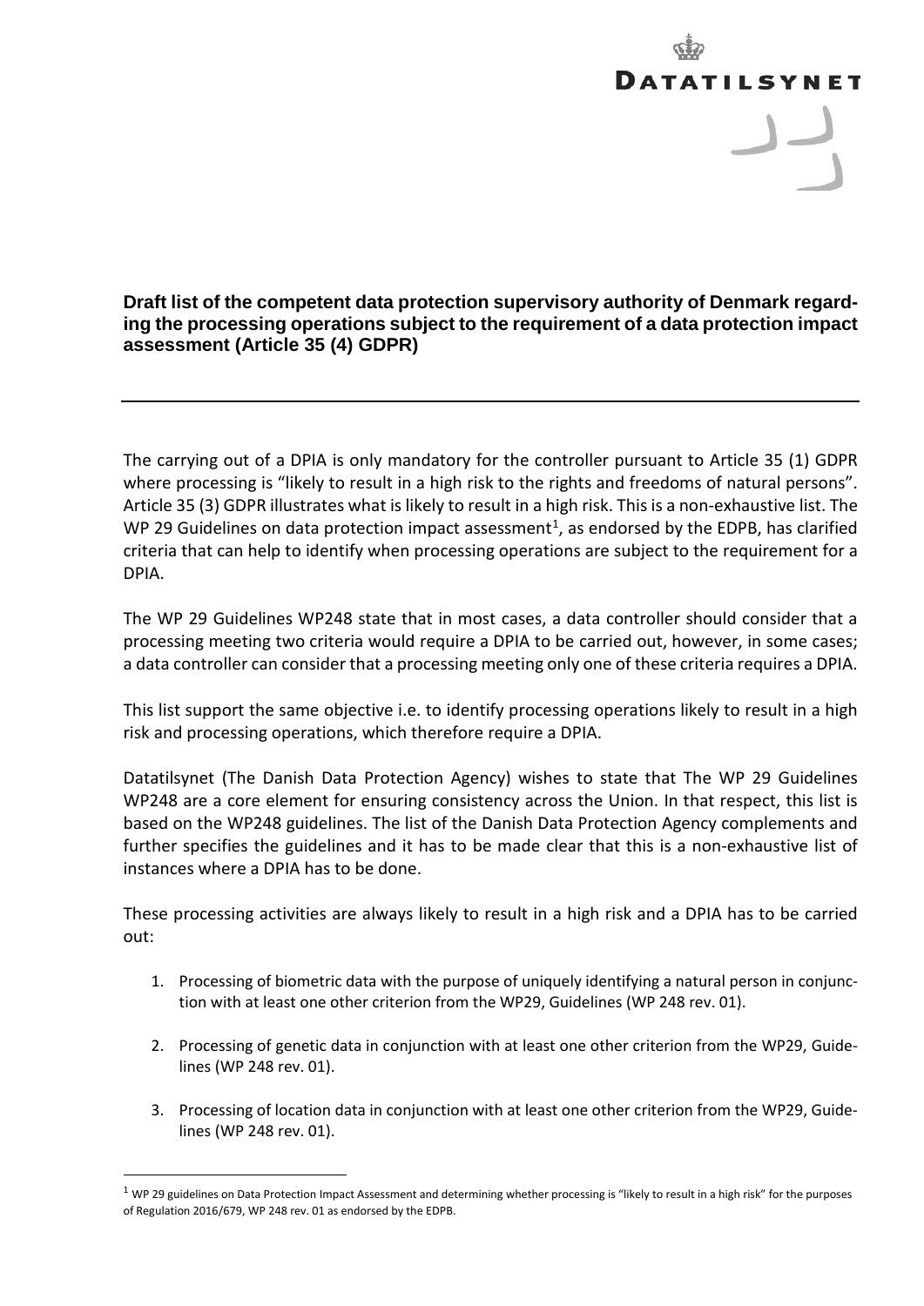DATATILSYNET

**Draft list of the competent data protection supervisory authority of Denmark regarding the processing operations subject to the requirement of a data protection impact assessment (Article 35 (4) GDPR)**

---

The carrying out of a DPIA is only mandatory for the controller pursuant to Article 35 (1) GDPR where processing is "likely to result in a high risk to the rights and freedoms of natural persons". Article 35 (3) GDPR illustrates what is likely to result in a high risk. This is a non-exhaustive list. The WP 29 Guidelines on data protection impact assessment[1], as endorsed by the EDPB, has clarified criteria that can help to identify when processing operations are subject to the requirement for a DPIA.

The WP 29 Guidelines WP248 state that in most cases, a data controller should consider that a processing meeting two criteria would require a DPIA to be carried out, however, in some cases; a data controller can consider that a processing meeting only one of these criteria requires a DPIA.

This list support the same objective i.e. to identify processing operations likely to result in a high risk and processing operations, which therefore require a DPIA.

Datatilsynet (The Danish Data Protection Agency) wishes to state that The WP 29 Guidelines WP248 are a core element for ensuring consistency across the Union. In that respect, this list is based on the WP248 guidelines. The list of the Danish Data Protection Agency complements and further specifies the guidelines and it has to be made clear that this is a non-exhaustive list of instances where a DPIA has to be done.

These processing activities are always likely to result in a high risk and a DPIA has to be carried out:

1. Processing of biometric data with the purpose of uniquely identifying a natural person in conjunction with at least one other criterion from the WP29, Guidelines (WP 248 rev. 01).

2. Processing of genetic data in conjunction with at least one other criterion from the WP29, Guidelines (WP 248 rev. 01).

3. Processing of location data in conjunction with at least one other criterion from the WP29, Guidelines (WP 248 rev. 01).

[1] WP 29 guidelines on Data Protection Impact Assessment and determining whether processing is "likely to result in a high risk" for the purposes of Regulation 2016/679, WP 248 rev. 01 as endorsed by the EDPB.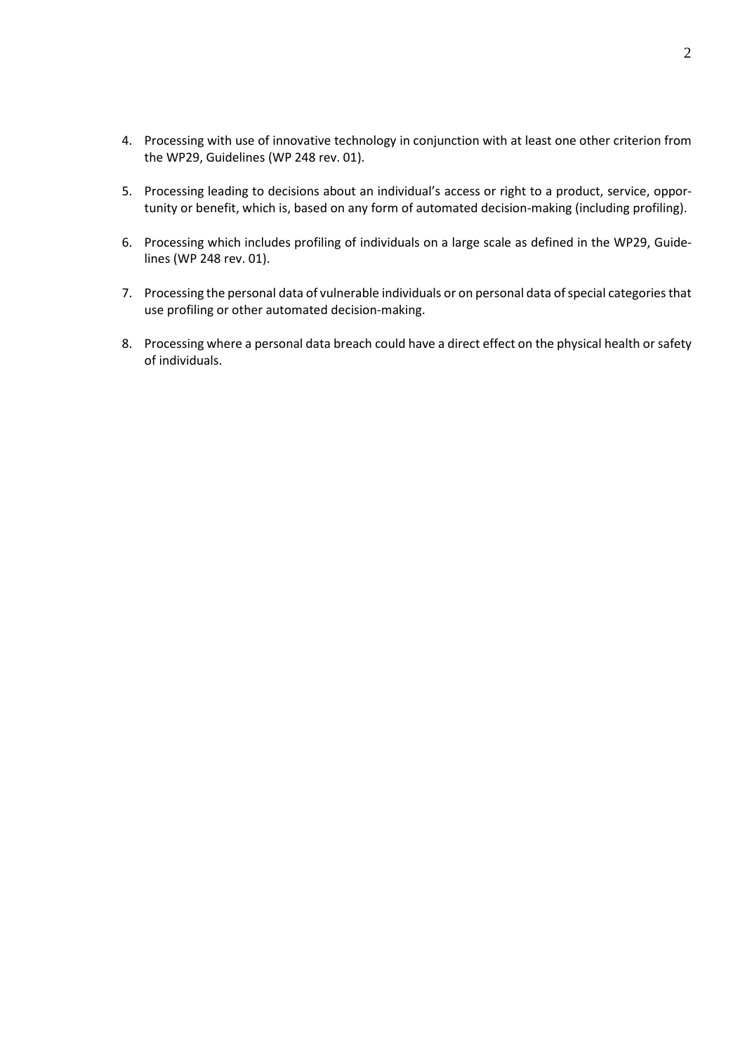4. Processing with use of innovative technology in conjunction with at least one other criterion from the WP29, Guidelines (WP 248 rev. 01).

5. Processing leading to decisions about an individual's access or right to a product, service, opportunity or benefit, which is, based on any form of automated decision-making (including profiling).

6. Processing which includes profiling of individuals on a large scale as defined in the WP29, Guidelines (WP 248 rev. 01).

7. Processing the personal data of vulnerable individuals or on personal data of special categories that use profiling or other automated decision-making.

8. Processing where a personal data breach could have a direct effect on the physical health or safety of individuals.